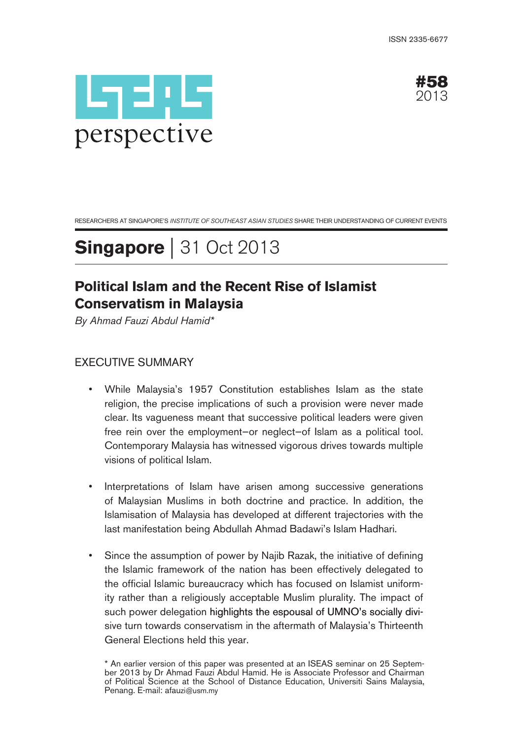ISSN 2335-6677

ISEAS perspective

**#58** 2013

RESEARCHERS AT SINGAPORE'S *INSTITUTE OF SOUTHEAST ASIAN STUDIES* SHARE THEIR UNDERSTANDING OF CURRENT EVENTS

# **Singapore** | 31 Oct 2013

## Political Islam and the Recent Rise of Islamist Conservatism in Malaysia

*By Ahmad Fauzi Abdul Hamid**

### EXECUTIVE SUMMARY

- While Malaysia's 1957 Constitution establishes Islam as the state religion, the precise implications of such a provision were never made clear. Its vagueness meant that successive political leaders were given free rein over the employment–or neglect–of Islam as a political tool. Contemporary Malaysia has witnessed vigorous drives towards multiple visions of political Islam.

- Interpretations of Islam have arisen among successive generations of Malaysian Muslims in both doctrine and practice. In addition, the Islamisation of Malaysia has developed at different trajectories with the last manifestation being Abdullah Ahmad Badawi's Islam Hadhari.

- Since the assumption of power by Najib Razak, the initiative of defining the Islamic framework of the nation has been effectively delegated to the official Islamic bureaucracy which has focused on Islamist uniformity rather than a religiously acceptable Muslim plurality. The impact of such power delegation highlights the espousal of UMNO's socially divisive turn towards conservatism in the aftermath of Malaysia's Thirteenth General Elections held this year.

\* An earlier version of this paper was presented at an ISEAS seminar on 25 September 2013 by Dr Ahmad Fauzi Abdul Hamid. He is Associate Professor and Chairman of Political Science at the School of Distance Education, Universiti Sains Malaysia, Penang. E-mail: afauzi@usm.my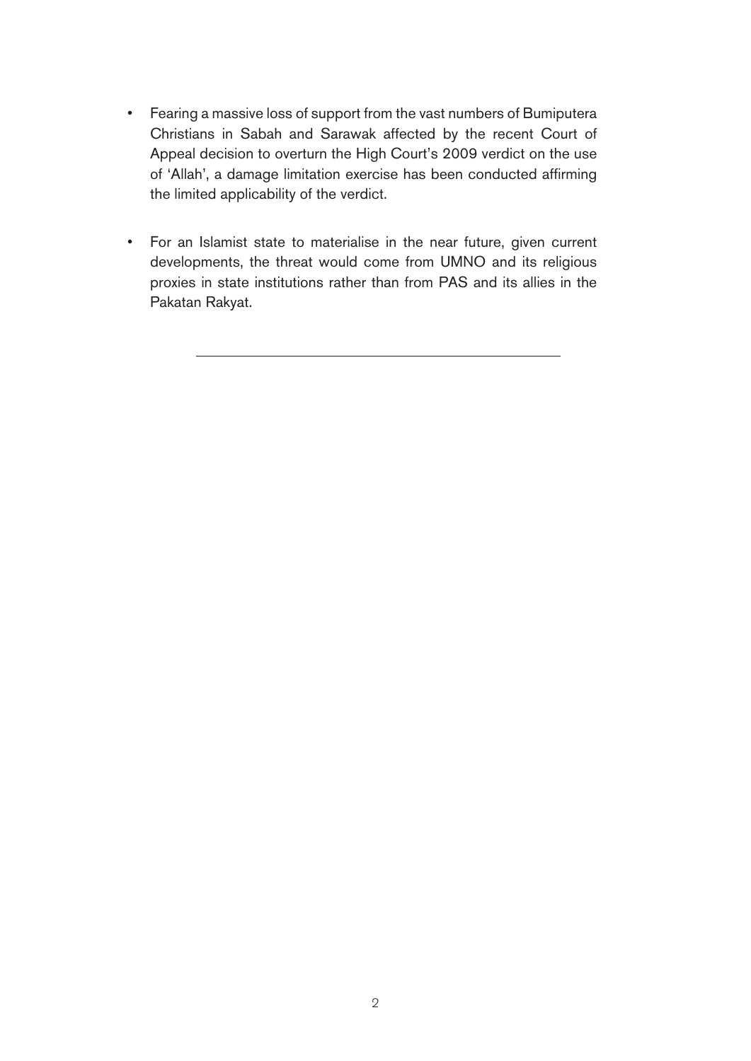- Fearing a massive loss of support from the vast numbers of Bumiputera Christians in Sabah and Sarawak affected by the recent Court of Appeal decision to overturn the High Court's 2009 verdict on the use of 'Allah', a damage limitation exercise has been conducted affirming the limited applicability of the verdict.

- For an Islamist state to materialise in the near future, given current developments, the threat would come from UMNO and its religious proxies in state institutions rather than from PAS and its allies in the Pakatan Rakyat.

---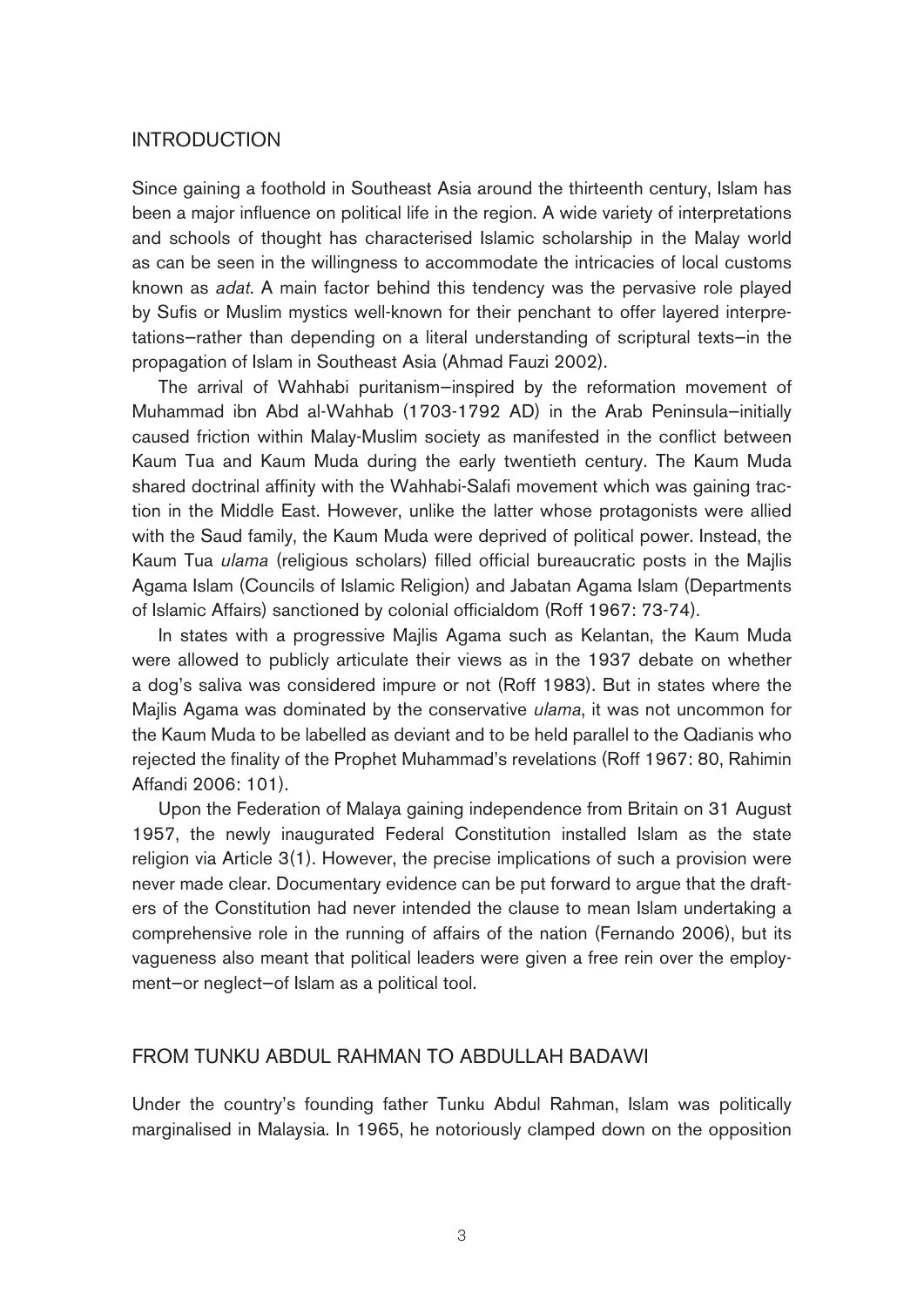## INTRODUCTION

Since gaining a foothold in Southeast Asia around the thirteenth century, Islam has been a major influence on political life in the region. A wide variety of interpretations and schools of thought has characterised Islamic scholarship in the Malay world as can be seen in the willingness to accommodate the intricacies of local customs known as *adat*. A main factor behind this tendency was the pervasive role played by Sufis or Muslim mystics well-known for their penchant to offer layered interpretations—rather than depending on a literal understanding of scriptural texts—in the propagation of Islam in Southeast Asia (Ahmad Fauzi 2002).

The arrival of Wahhabi puritanism—inspired by the reformation movement of Muhammad ibn Abd al-Wahhab (1703-1792 AD) in the Arab Peninsula—initially caused friction within Malay-Muslim society as manifested in the conflict between Kaum Tua and Kaum Muda during the early twentieth century. The Kaum Muda shared doctrinal affinity with the Wahhabi-Salafi movement which was gaining traction in the Middle East. However, unlike the latter whose protagonists were allied with the Saud family, the Kaum Muda were deprived of political power. Instead, the Kaum Tua *ulama* (religious scholars) filled official bureaucratic posts in the Majlis Agama Islam (Councils of Islamic Religion) and Jabatan Agama Islam (Departments of Islamic Affairs) sanctioned by colonial officialdom (Roff 1967: 73-74).

In states with a progressive Majlis Agama such as Kelantan, the Kaum Muda were allowed to publicly articulate their views as in the 1937 debate on whether a dog's saliva was considered impure or not (Roff 1983). But in states where the Majlis Agama was dominated by the conservative *ulama*, it was not uncommon for the Kaum Muda to be labelled as deviant and to be held parallel to the Qadianis who rejected the finality of the Prophet Muhammad's revelations (Roff 1967: 80, Rahimin Affandi 2006: 101).

Upon the Federation of Malaya gaining independence from Britain on 31 August 1957, the newly inaugurated Federal Constitution installed Islam as the state religion via Article 3(1). However, the precise implications of such a provision were never made clear. Documentary evidence can be put forward to argue that the drafters of the Constitution had never intended the clause to mean Islam undertaking a comprehensive role in the running of affairs of the nation (Fernando 2006), but its vagueness also meant that political leaders were given a free rein over the employment—or neglect—of Islam as a political tool.

## FROM TUNKU ABDUL RAHMAN TO ABDULLAH BADAWI

Under the country's founding father Tunku Abdul Rahman, Islam was politically marginalised in Malaysia. In 1965, he notoriously clamped down on the opposition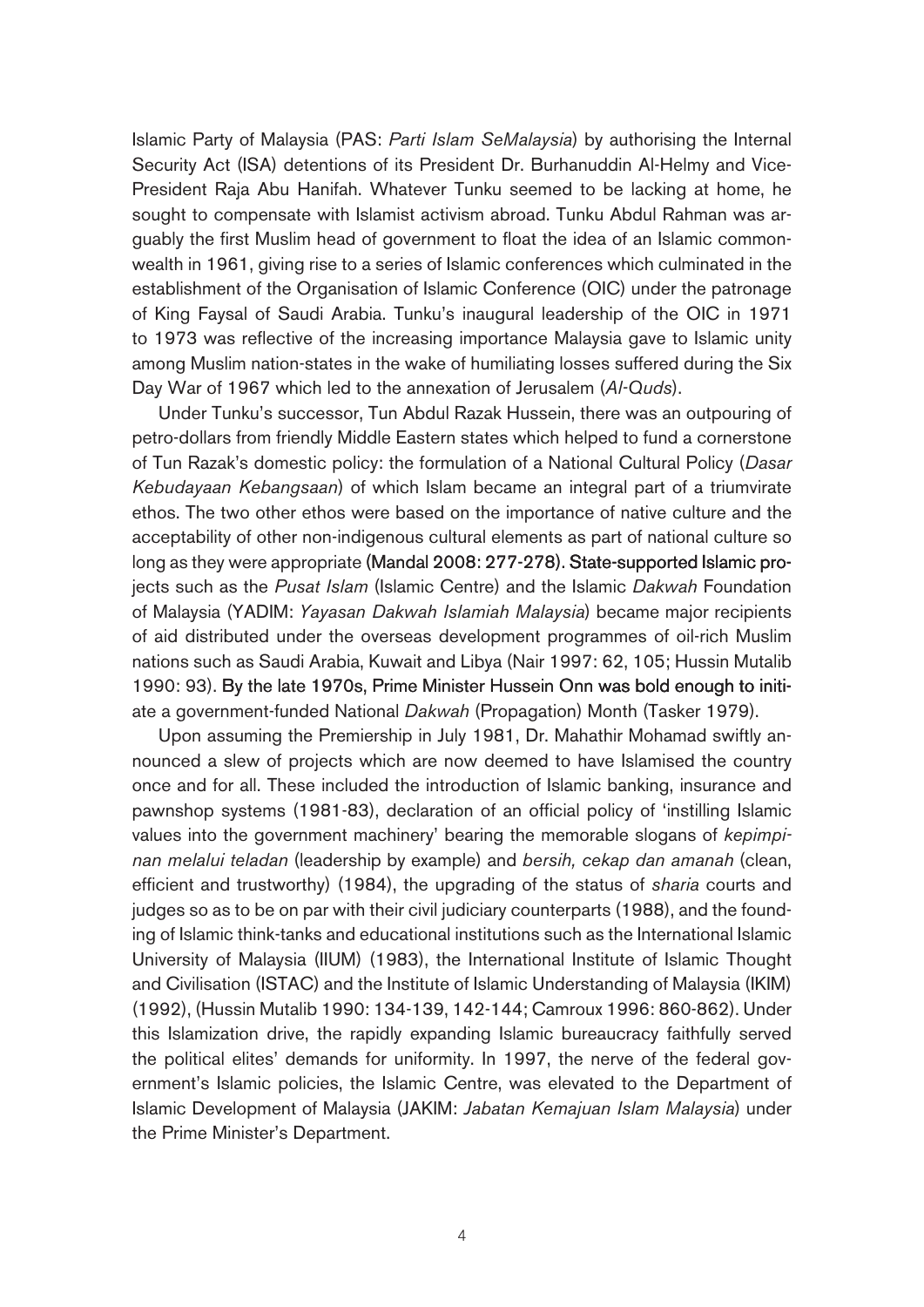Islamic Party of Malaysia (PAS: *Parti Islam SeMalaysia*) by authorising the Internal Security Act (ISA) detentions of its President Dr. Burhanuddin Al-Helmy and Vice-President Raja Abu Hanifah. Whatever Tunku seemed to be lacking at home, he sought to compensate with Islamist activism abroad. Tunku Abdul Rahman was arguably the first Muslim head of government to float the idea of an Islamic commonwealth in 1961, giving rise to a series of Islamic conferences which culminated in the establishment of the Organisation of Islamic Conference (OIC) under the patronage of King Faysal of Saudi Arabia. Tunku's inaugural leadership of the OIC in 1971 to 1973 was reflective of the increasing importance Malaysia gave to Islamic unity among Muslim nation-states in the wake of humiliating losses suffered during the Six Day War of 1967 which led to the annexation of Jerusalem (*Al-Quds*).

Under Tunku's successor, Tun Abdul Razak Hussein, there was an outpouring of petro-dollars from friendly Middle Eastern states which helped to fund a cornerstone of Tun Razak's domestic policy: the formulation of a National Cultural Policy (*Dasar Kebudayaan Kebangsaan*) of which Islam became an integral part of a triumvirate ethos. The two other ethos were based on the importance of native culture and the acceptability of other non-indigenous cultural elements as part of national culture so long as they were appropriate (Mandal 2008: 277-278). State-supported Islamic projects such as the *Pusat Islam* (Islamic Centre) and the Islamic *Dakwah* Foundation of Malaysia (YADIM: *Yayasan Dakwah Islamiah Malaysia*) became major recipients of aid distributed under the overseas development programmes of oil-rich Muslim nations such as Saudi Arabia, Kuwait and Libya (Nair 1997: 62, 105; Hussin Mutalib 1990: 93). By the late 1970s, Prime Minister Hussein Onn was bold enough to initiate a government-funded National *Dakwah* (Propagation) Month (Tasker 1979).

Upon assuming the Premiership in July 1981, Dr. Mahathir Mohamad swiftly announced a slew of projects which are now deemed to have Islamised the country once and for all. These included the introduction of Islamic banking, insurance and pawnshop systems (1981-83), declaration of an official policy of 'instilling Islamic values into the government machinery' bearing the memorable slogans of *kepimpinan melalui teladan* (leadership by example) and *bersih, cekap dan amanah* (clean, efficient and trustworthy) (1984), the upgrading of the status of *sharia* courts and judges so as to be on par with their civil judiciary counterparts (1988), and the founding of Islamic think-tanks and educational institutions such as the International Islamic University of Malaysia (IIUM) (1983), the International Institute of Islamic Thought and Civilisation (ISTAC) and the Institute of Islamic Understanding of Malaysia (IKIM) (1992), (Hussin Mutalib 1990: 134-139, 142-144; Camroux 1996: 860-862). Under this Islamization drive, the rapidly expanding Islamic bureaucracy faithfully served the political elites' demands for uniformity. In 1997, the nerve of the federal government's Islamic policies, the Islamic Centre, was elevated to the Department of Islamic Development of Malaysia (JAKIM: *Jabatan Kemajuan Islam Malaysia*) under the Prime Minister's Department.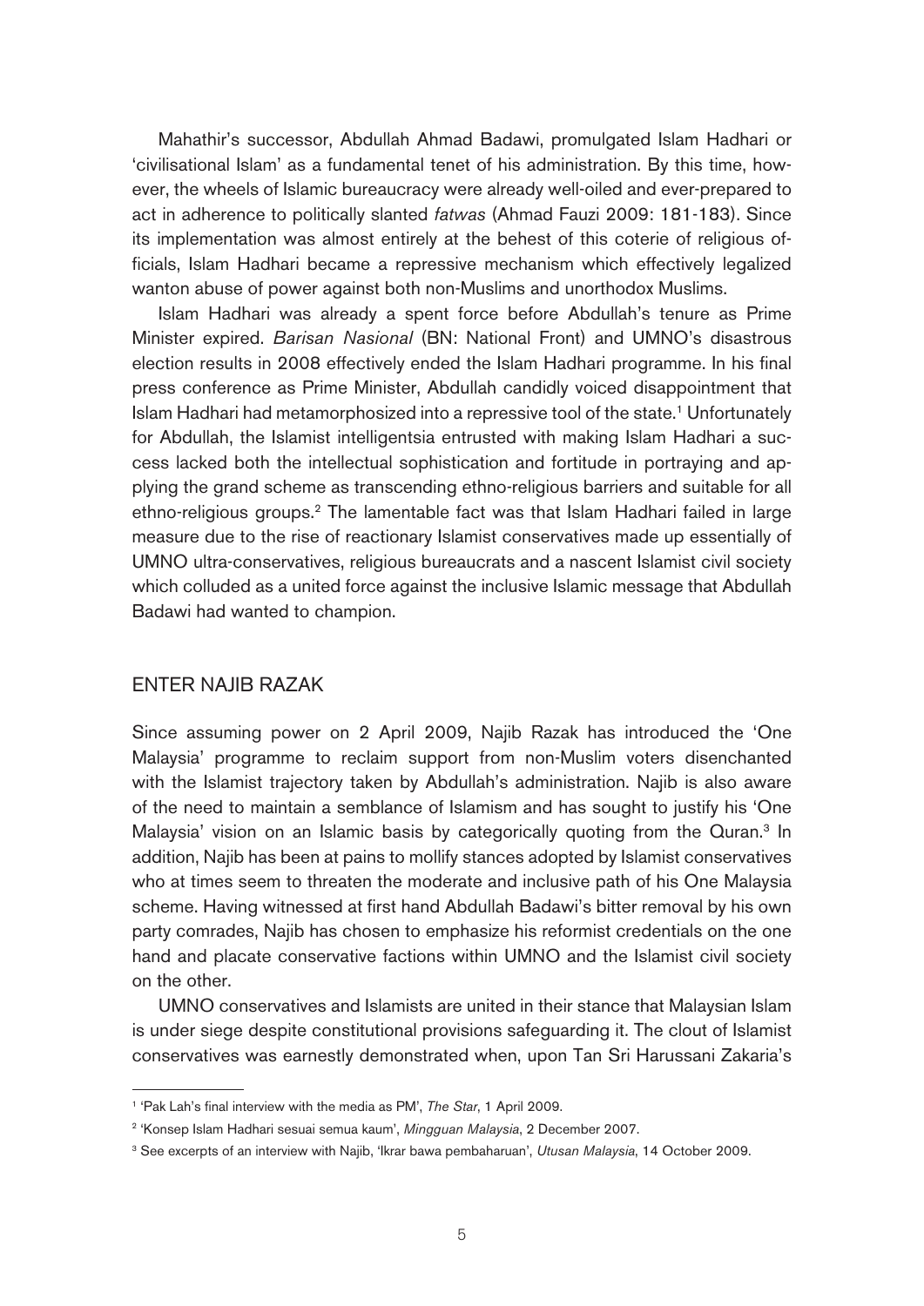Mahathir's successor, Abdullah Ahmad Badawi, promulgated Islam Hadhari or 'civilisational Islam' as a fundamental tenet of his administration. By this time, however, the wheels of Islamic bureaucracy were already well-oiled and ever-prepared to act in adherence to politically slanted *fatwas* (Ahmad Fauzi 2009: 181-183). Since its implementation was almost entirely at the behest of this coterie of religious officials, Islam Hadhari became a repressive mechanism which effectively legalized wanton abuse of power against both non-Muslims and unorthodox Muslims.

Islam Hadhari was already a spent force before Abdullah's tenure as Prime Minister expired. *Barisan Nasional* (BN: National Front) and UMNO's disastrous election results in 2008 effectively ended the Islam Hadhari programme. In his final press conference as Prime Minister, Abdullah candidly voiced disappointment that Islam Hadhari had metamorphosized into a repressive tool of the state.[1] Unfortunately for Abdullah, the Islamist intelligentsia entrusted with making Islam Hadhari a success lacked both the intellectual sophistication and fortitude in portraying and applying the grand scheme as transcending ethno-religious barriers and suitable for all ethno-religious groups.[2] The lamentable fact was that Islam Hadhari failed in large measure due to the rise of reactionary Islamist conservatives made up essentially of UMNO ultra-conservatives, religious bureaucrats and a nascent Islamist civil society which colluded as a united force against the inclusive Islamic message that Abdullah Badawi had wanted to champion.

## ENTER NAJIB RAZAK

Since assuming power on 2 April 2009, Najib Razak has introduced the 'One Malaysia' programme to reclaim support from non-Muslim voters disenchanted with the Islamist trajectory taken by Abdullah's administration. Najib is also aware of the need to maintain a semblance of Islamism and has sought to justify his 'One Malaysia' vision on an Islamic basis by categorically quoting from the Quran.[3] In addition, Najib has been at pains to mollify stances adopted by Islamist conservatives who at times seem to threaten the moderate and inclusive path of his One Malaysia scheme. Having witnessed at first hand Abdullah Badawi's bitter removal by his own party comrades, Najib has chosen to emphasize his reformist credentials on the one hand and placate conservative factions within UMNO and the Islamist civil society on the other.

UMNO conservatives and Islamists are united in their stance that Malaysian Islam is under siege despite constitutional provisions safeguarding it. The clout of Islamist conservatives was earnestly demonstrated when, upon Tan Sri Harussani Zakaria's

---

[1] 'Pak Lah's final interview with the media as PM', *The Star*, 1 April 2009.

[2] 'Konsep Islam Hadhari sesuai semua kaum', *Mingguan Malaysia*, 2 December 2007.

[3] See excerpts of an interview with Najib, 'Ikrar bawa pembaharuan', *Utusan Malaysia*, 14 October 2009.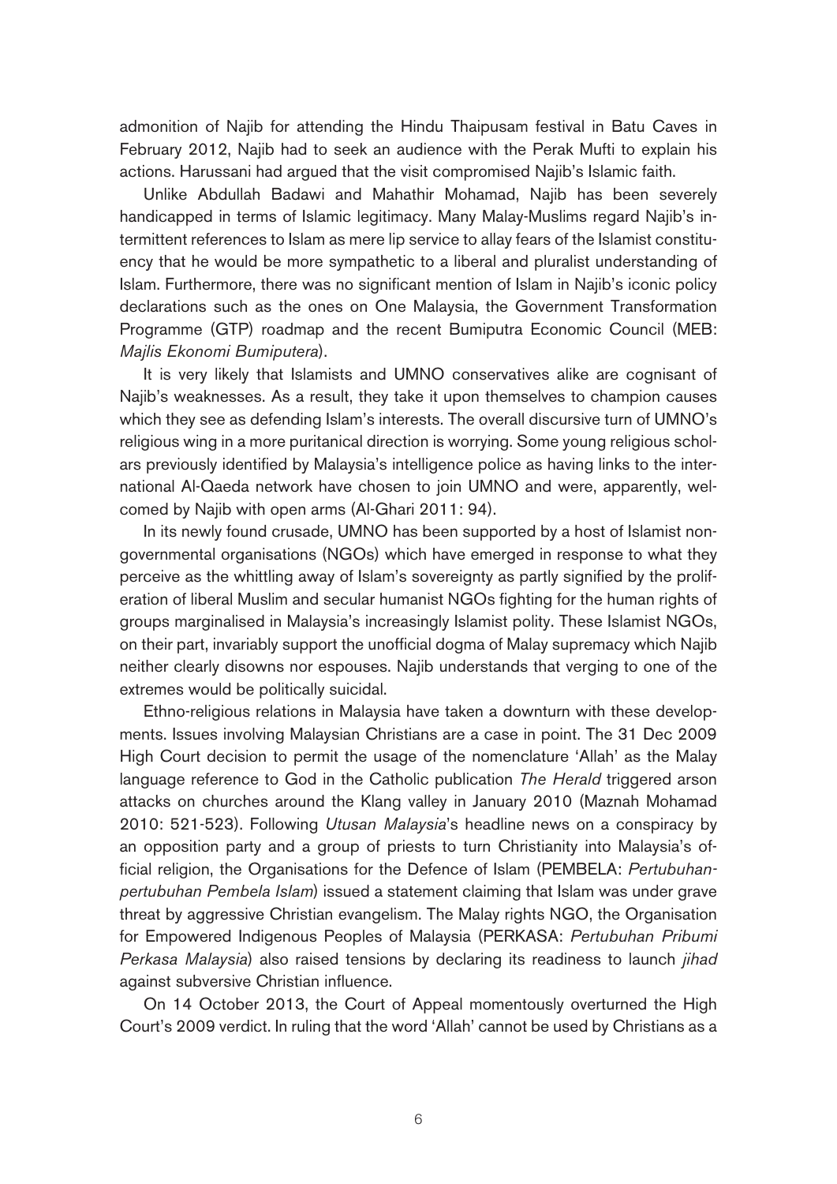admonition of Najib for attending the Hindu Thaipusam festival in Batu Caves in February 2012, Najib had to seek an audience with the Perak Mufti to explain his actions. Harussani had argued that the visit compromised Najib's Islamic faith.

Unlike Abdullah Badawi and Mahathir Mohamad, Najib has been severely handicapped in terms of Islamic legitimacy. Many Malay-Muslims regard Najib's intermittent references to Islam as mere lip service to allay fears of the Islamist constituency that he would be more sympathetic to a liberal and pluralist understanding of Islam. Furthermore, there was no significant mention of Islam in Najib's iconic policy declarations such as the ones on One Malaysia, the Government Transformation Programme (GTP) roadmap and the recent Bumiputra Economic Council (MEB: *Majlis Ekonomi Bumiputera*).

It is very likely that Islamists and UMNO conservatives alike are cognisant of Najib's weaknesses. As a result, they take it upon themselves to champion causes which they see as defending Islam's interests. The overall discursive turn of UMNO's religious wing in a more puritanical direction is worrying. Some young religious scholars previously identified by Malaysia's intelligence police as having links to the international Al-Qaeda network have chosen to join UMNO and were, apparently, welcomed by Najib with open arms (Al-Ghari 2011: 94).

In its newly found crusade, UMNO has been supported by a host of Islamist non-governmental organisations (NGOs) which have emerged in response to what they perceive as the whittling away of Islam's sovereignty as partly signified by the proliferation of liberal Muslim and secular humanist NGOs fighting for the human rights of groups marginalised in Malaysia's increasingly Islamist polity. These Islamist NGOs, on their part, invariably support the unofficial dogma of Malay supremacy which Najib neither clearly disowns nor espouses. Najib understands that verging to one of the extremes would be politically suicidal.

Ethno-religious relations in Malaysia have taken a downturn with these developments. Issues involving Malaysian Christians are a case in point. The 31 Dec 2009 High Court decision to permit the usage of the nomenclature 'Allah' as the Malay language reference to God in the Catholic publication *The Herald* triggered arson attacks on churches around the Klang valley in January 2010 (Maznah Mohamad 2010: 521-523). Following *Utusan Malaysia*'s headline news on a conspiracy by an opposition party and a group of priests to turn Christianity into Malaysia's official religion, the Organisations for the Defence of Islam (PEMBELA: *Pertubuhan-pertubuhan Pembela Islam*) issued a statement claiming that Islam was under grave threat by aggressive Christian evangelism. The Malay rights NGO, the Organisation for Empowered Indigenous Peoples of Malaysia (PERKASA: *Pertubuhan Pribumi Perkasa Malaysia*) also raised tensions by declaring its readiness to launch *jihad* against subversive Christian influence.

On 14 October 2013, the Court of Appeal momentously overturned the High Court's 2009 verdict. In ruling that the word 'Allah' cannot be used by Christians as a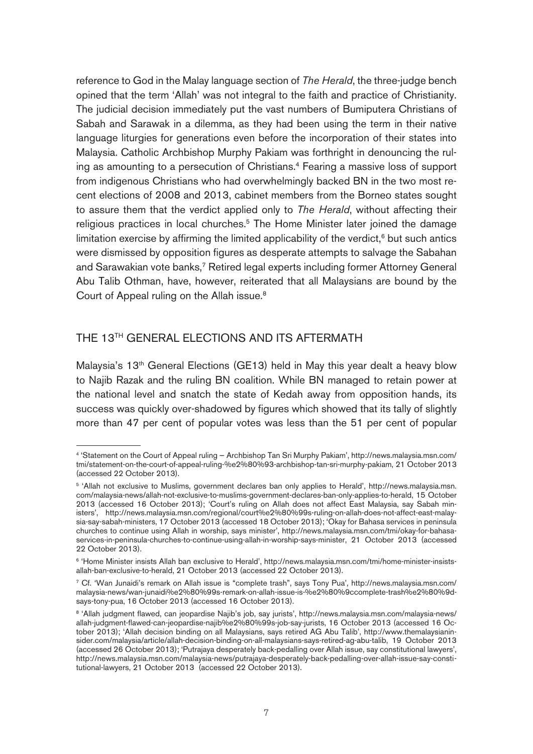reference to God in the Malay language section of *The Herald*, the three-judge bench opined that the term 'Allah' was not integral to the faith and practice of Christianity. The judicial decision immediately put the vast numbers of Bumiputera Christians of Sabah and Sarawak in a dilemma, as they had been using the term in their native language liturgies for generations even before the incorporation of their states into Malaysia. Catholic Archbishop Murphy Pakiam was forthright in denouncing the ruling as amounting to a persecution of Christians.[4] Fearing a massive loss of support from indigenous Christians who had overwhelmingly backed BN in the two most recent elections of 2008 and 2013, cabinet members from the Borneo states sought to assure them that the verdict applied only to *The Herald*, without affecting their religious practices in local churches.[5] The Home Minister later joined the damage limitation exercise by affirming the limited applicability of the verdict,[6] but such antics were dismissed by opposition figures as desperate attempts to salvage the Sabahan and Sarawakian vote banks,[7] Retired legal experts including former Attorney General Abu Talib Othman, have, however, reiterated that all Malaysians are bound by the Court of Appeal ruling on the Allah issue.[8]

## THE 13TH GENERAL ELECTIONS AND ITS AFTERMATH

Malaysia's 13th General Elections (GE13) held in May this year dealt a heavy blow to Najib Razak and the ruling BN coalition. While BN managed to retain power at the national level and snatch the state of Kedah away from opposition hands, its success was quickly over-shadowed by figures which showed that its tally of slightly more than 47 per cent of popular votes was less than the 51 per cent of popular

---

[4] 'Statement on the Court of Appeal ruling – Archbishop Tan Sri Murphy Pakiam', http://news.malaysia.msn.com/tmi/statement-on-the-court-of-appeal-ruling-%e2%80%93-archbishop-tan-sri-murphy-pakiam, 21 October 2013 (accessed 22 October 2013).

[5] 'Allah not exclusive to Muslims, government declares ban only applies to Herald', http://news.malaysia.msn.com/malaysia-news/allah-not-exclusive-to-muslims-government-declares-ban-only-applies-to-herald, 15 October 2013 (accessed 16 October 2013); 'Court's ruling on Allah does not affect East Malaysia, say Sabah ministers', http://news.malaysia.msn.com/regional/court%e2%80%99s-ruling-on-allah-does-not-affect-east-malaysia-say-sabah-ministers, 17 October 2013 (accessed 18 October 2013); 'Okay for Bahasa services in peninsula churches to continue using Allah in worship, says minister', http://news.malaysia.msn.com/tmi/okay-for-bahasa-services-in-peninsula-churches-to-continue-using-allah-in-worship-says-minister, 21 October 2013 (accessed 22 October 2013).

[6] 'Home Minister insists Allah ban exclusive to Herald', http://news.malaysia.msn.com/tmi/home-minister-insists-allah-ban-exclusive-to-herald, 21 October 2013 (accessed 22 October 2013).

[7] Cf. 'Wan Junaidi's remark on Allah issue is "complete trash", says Tony Pua', http://news.malaysia.msn.com/malaysia-news/wan-junaidi%e2%80%99s-remark-on-allah-issue-is-%e2%80%9ccomplete-trash%e2%80%9d-says-tony-pua, 16 October 2013 (accessed 16 October 2013).

[8] 'Allah judgment flawed, can jeopardise Najib's job, say jurists', http://news.malaysia.msn.com/malaysia-news/allah-judgment-flawed-can-jeopardise-najib%e2%80%99s-job-say-jurists, 16 October 2013 (accessed 16 October 2013); 'Allah decision binding on all Malaysians, says retired AG Abu Talib', http://www.themalaysianinsider.com/malaysia/article/allah-decision-binding-on-all-malaysians-says-retired-ag-abu-talib, 19 October 2013 (accessed 26 October 2013); 'Putrajaya desperately back-pedalling over Allah issue, say constitutional lawyers', http://news.malaysia.msn.com/malaysia-news/putrajaya-desperately-back-pedalling-over-allah-issue-say-constitutional-lawyers, 21 October 2013 (accessed 22 October 2013).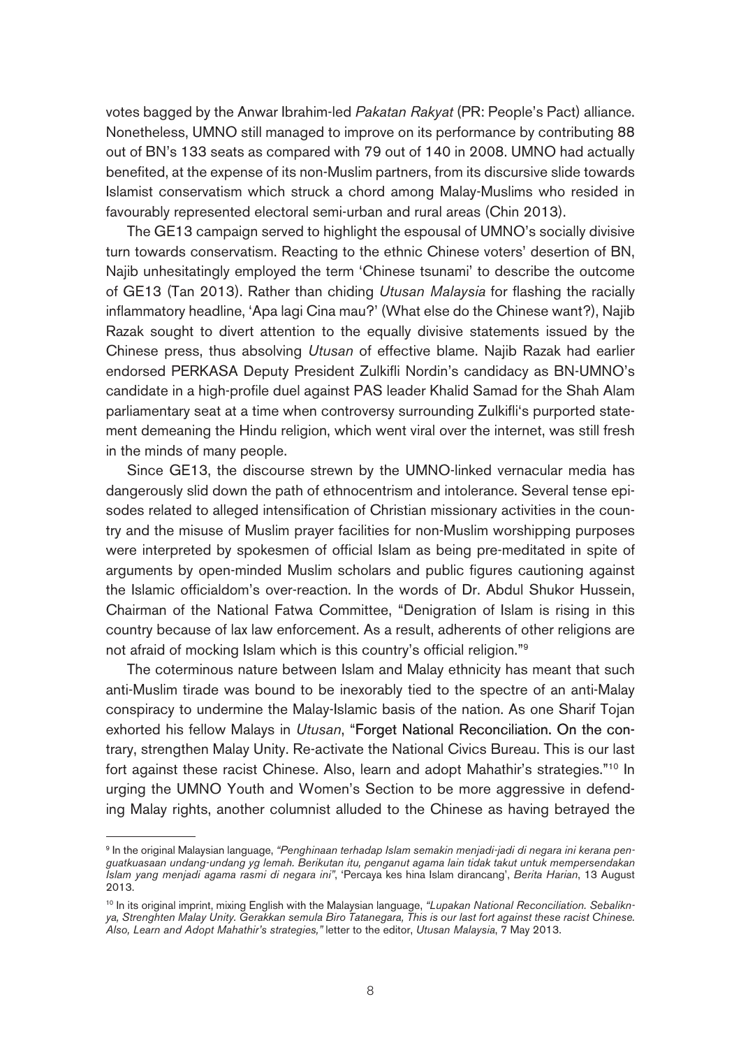votes bagged by the Anwar Ibrahim-led *Pakatan Rakyat* (PR: People's Pact) alliance. Nonetheless, UMNO still managed to improve on its performance by contributing 88 out of BN's 133 seats as compared with 79 out of 140 in 2008. UMNO had actually benefited, at the expense of its non-Muslim partners, from its discursive slide towards Islamist conservatism which struck a chord among Malay-Muslims who resided in favourably represented electoral semi-urban and rural areas (Chin 2013).

The GE13 campaign served to highlight the espousal of UMNO's socially divisive turn towards conservatism. Reacting to the ethnic Chinese voters' desertion of BN, Najib unhesitatingly employed the term 'Chinese tsunami' to describe the outcome of GE13 (Tan 2013). Rather than chiding *Utusan Malaysia* for flashing the racially inflammatory headline, 'Apa lagi Cina mau?' (What else do the Chinese want?), Najib Razak sought to divert attention to the equally divisive statements issued by the Chinese press, thus absolving *Utusan* of effective blame. Najib Razak had earlier endorsed PERKASA Deputy President Zulkifli Nordin's candidacy as BN-UMNO's candidate in a high-profile duel against PAS leader Khalid Samad for the Shah Alam parliamentary seat at a time when controversy surrounding Zulkifli's purported statement demeaning the Hindu religion, which went viral over the internet, was still fresh in the minds of many people.

Since GE13, the discourse strewn by the UMNO-linked vernacular media has dangerously slid down the path of ethnocentrism and intolerance. Several tense episodes related to alleged intensification of Christian missionary activities in the country and the misuse of Muslim prayer facilities for non-Muslim worshipping purposes were interpreted by spokesmen of official Islam as being pre-meditated in spite of arguments by open-minded Muslim scholars and public figures cautioning against the Islamic officialdom's over-reaction. In the words of Dr. Abdul Shukor Hussein, Chairman of the National Fatwa Committee, "Denigration of Islam is rising in this country because of lax law enforcement. As a result, adherents of other religions are not afraid of mocking Islam which is this country's official religion."[9]

The coterminous nature between Islam and Malay ethnicity has meant that such anti-Muslim tirade was bound to be inexorably tied to the spectre of an anti-Malay conspiracy to undermine the Malay-Islamic basis of the nation. As one Sharif Tojan exhorted his fellow Malays in *Utusan*, "Forget National Reconciliation. On the contrary, strengthen Malay Unity. Re-activate the National Civics Bureau. This is our last fort against these racist Chinese. Also, learn and adopt Mahathir's strategies."[10] In urging the UMNO Youth and Women's Section to be more aggressive in defending Malay rights, another columnist alluded to the Chinese as having betrayed the

---

[9] In the original Malaysian language, *"Penghinaan terhadap Islam semakin menjadi-jadi di negara ini kerana penguatkuasaan undang-undang yg lemah. Berikutan itu, penganut agama lain tidak takut untuk mempersendakan Islam yang menjadi agama rasmi di negara ini"*, 'Percaya kes hina Islam dirancang', *Berita Harian*, 13 August 2013.

[10] In its original imprint, mixing English with the Malaysian language, *"Lupakan National Reconciliation. Sebaliknya, Strenghten Malay Unity. Gerakkan semula Biro Tatanegara, This is our last fort against these racist Chinese. Also, Learn and Adopt Mahathir's strategies,"* letter to the editor, *Utusan Malaysia*, 7 May 2013.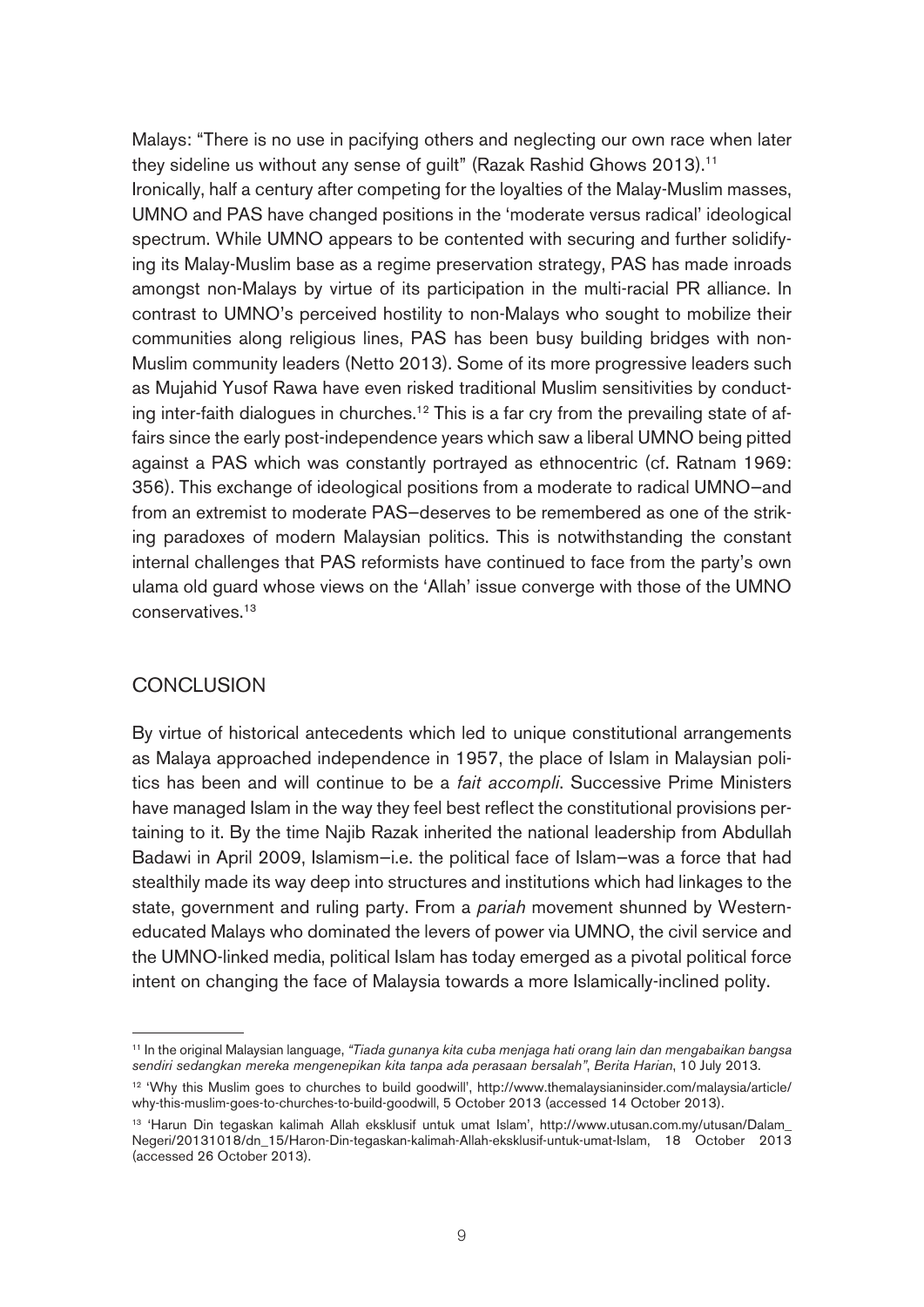Malays: "There is no use in pacifying others and neglecting our own race when later they sideline us without any sense of guilt" (Razak Rashid Ghows 2013).[11]

Ironically, half a century after competing for the loyalties of the Malay-Muslim masses, UMNO and PAS have changed positions in the 'moderate versus radical' ideological spectrum. While UMNO appears to be contented with securing and further solidifying its Malay-Muslim base as a regime preservation strategy, PAS has made inroads amongst non-Malays by virtue of its participation in the multi-racial PR alliance. In contrast to UMNO's perceived hostility to non-Malays who sought to mobilize their communities along religious lines, PAS has been busy building bridges with non-Muslim community leaders (Netto 2013). Some of its more progressive leaders such as Mujahid Yusof Rawa have even risked traditional Muslim sensitivities by conducting inter-faith dialogues in churches.[12] This is a far cry from the prevailing state of affairs since the early post-independence years which saw a liberal UMNO being pitted against a PAS which was constantly portrayed as ethnocentric (cf. Ratnam 1969: 356). This exchange of ideological positions from a moderate to radical UMNO–and from an extremist to moderate PAS–deserves to be remembered as one of the striking paradoxes of modern Malaysian politics. This is notwithstanding the constant internal challenges that PAS reformists have continued to face from the party's own ulama old guard whose views on the 'Allah' issue converge with those of the UMNO conservatives.[13]

## CONCLUSION

By virtue of historical antecedents which led to unique constitutional arrangements as Malaya approached independence in 1957, the place of Islam in Malaysian politics has been and will continue to be a *fait accompli*. Successive Prime Ministers have managed Islam in the way they feel best reflect the constitutional provisions pertaining to it. By the time Najib Razak inherited the national leadership from Abdullah Badawi in April 2009, Islamism–i.e. the political face of Islam–was a force that had stealthily made its way deep into structures and institutions which had linkages to the state, government and ruling party. From a *pariah* movement shunned by Western-educated Malays who dominated the levers of power via UMNO, the civil service and the UMNO-linked media, political Islam has today emerged as a pivotal political force intent on changing the face of Malaysia towards a more Islamically-inclined polity.

---

[11] In the original Malaysian language, *"Tiada gunanya kita cuba menjaga hati orang lain dan mengabaikan bangsa sendiri sedangkan mereka mengenepikan kita tanpa ada perasaan bersalah"*, *Berita Harian*, 10 July 2013.

[12] 'Why this Muslim goes to churches to build goodwill', http://www.themalaysianinsider.com/malaysia/article/why-this-muslim-goes-to-churches-to-build-goodwill, 5 October 2013 (accessed 14 October 2013).

[13] 'Harun Din tegaskan kalimah Allah eksklusif untuk umat Islam', http://www.utusan.com.my/utusan/Dalam_Negeri/20131018/dn_15/Haron-Din-tegaskan-kalimah-Allah-eksklusif-untuk-umat-Islam, 18 October 2013 (accessed 26 October 2013).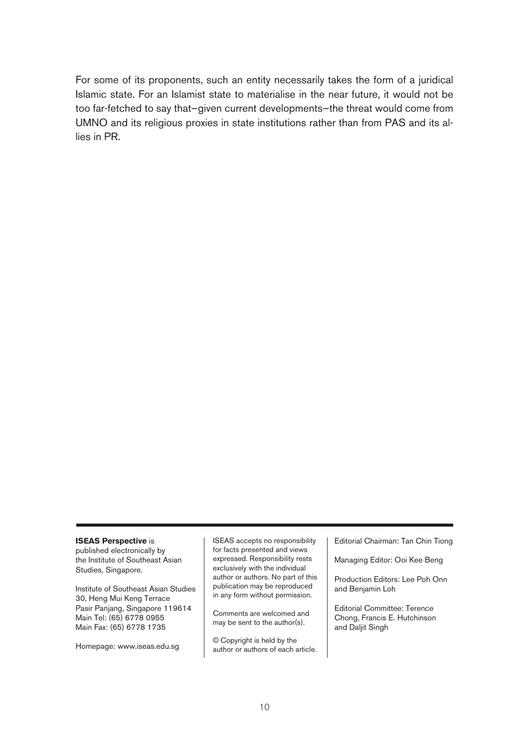For some of its proponents, such an entity necessarily takes the form of a juridical Islamic state. For an Islamist state to materialise in the near future, it would not be too far-fetched to say that–given current developments–the threat would come from UMNO and its religious proxies in state institutions rather than from PAS and its allies in PR.

---

**ISEAS Perspective** is published electronically by the Institute of Southeast Asian Studies, Singapore.

Institute of Southeast Asian Studies
30, Heng Mui Keng Terrace
Pasir Panjang, Singapore 119614
Main Tel: (65) 6778 0955
Main Fax: (65) 6778 1735

Homepage: www.iseas.edu.sg

ISEAS accepts no responsibility for facts presented and views expressed. Responsibility rests exclusively with the individual author or authors. No part of this publication may be reproduced in any form without permission.

Comments are welcomed and may be sent to the author(s).

© Copyright is held by the author or authors of each article.

Editorial Chairman: Tan Chin Tiong

Managing Editor: Ooi Kee Beng

Production Editors: Lee Poh Onn and Benjamin Loh

Editorial Committee: Terence Chong, Francis E. Hutchinson and Daljit Singh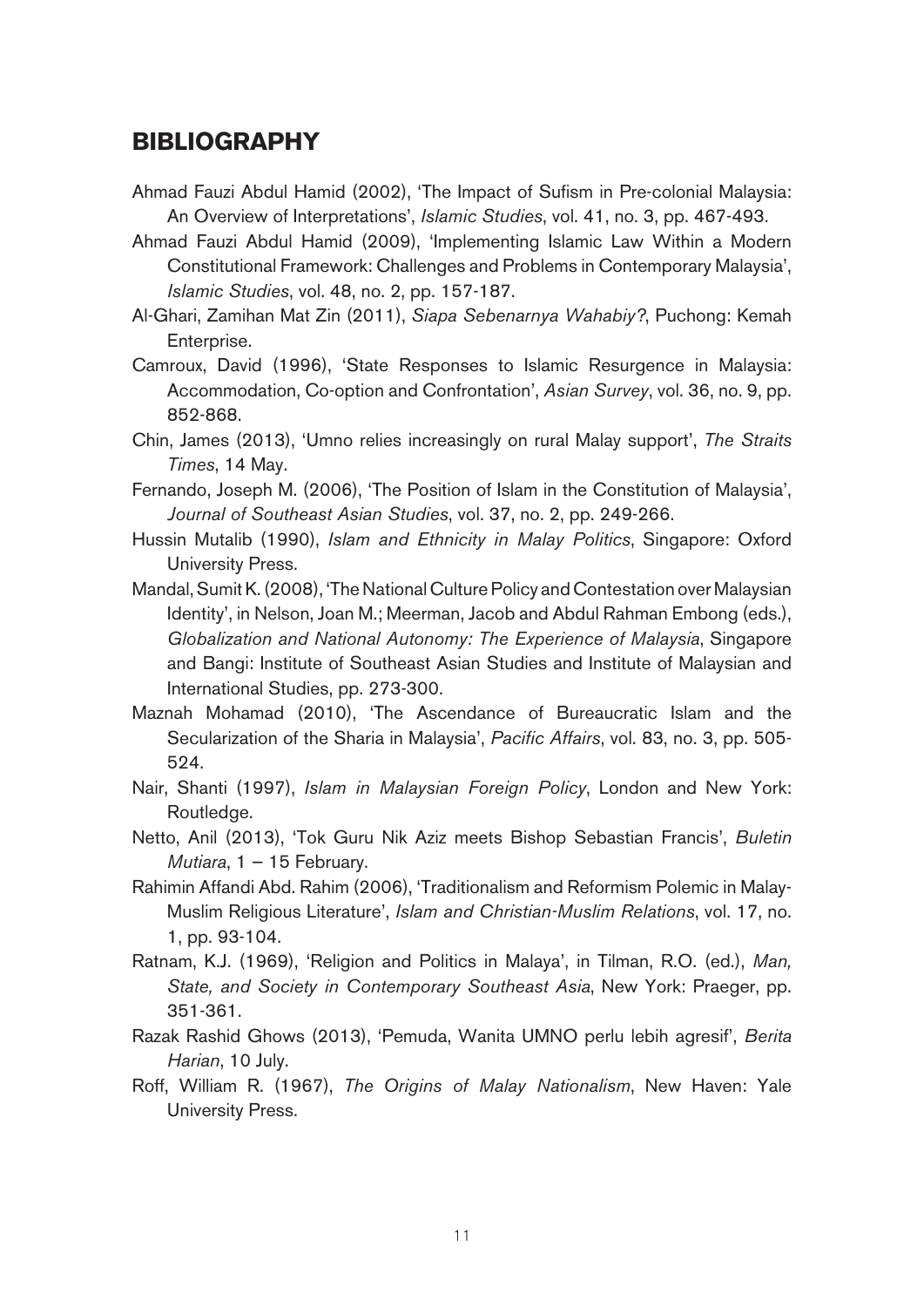## BIBLIOGRAPHY

Ahmad Fauzi Abdul Hamid (2002), 'The Impact of Sufism in Pre-colonial Malaysia: An Overview of Interpretations', *Islamic Studies*, vol. 41, no. 3, pp. 467-493.

Ahmad Fauzi Abdul Hamid (2009), 'Implementing Islamic Law Within a Modern Constitutional Framework: Challenges and Problems in Contemporary Malaysia', *Islamic Studies*, vol. 48, no. 2, pp. 157-187.

Al-Ghari, Zamihan Mat Zin (2011), *Siapa Sebenarnya Wahabiy?*, Puchong: Kemah Enterprise.

Camroux, David (1996), 'State Responses to Islamic Resurgence in Malaysia: Accommodation, Co-option and Confrontation', *Asian Survey*, vol. 36, no. 9, pp. 852-868.

Chin, James (2013), 'Umno relies increasingly on rural Malay support', *The Straits Times*, 14 May.

Fernando, Joseph M. (2006), 'The Position of Islam in the Constitution of Malaysia', *Journal of Southeast Asian Studies*, vol. 37, no. 2, pp. 249-266.

Hussin Mutalib (1990), *Islam and Ethnicity in Malay Politics*, Singapore: Oxford University Press.

Mandal, Sumit K. (2008), 'The National Culture Policy and Contestation over Malaysian Identity', in Nelson, Joan M.; Meerman, Jacob and Abdul Rahman Embong (eds.), *Globalization and National Autonomy: The Experience of Malaysia*, Singapore and Bangi: Institute of Southeast Asian Studies and Institute of Malaysian and International Studies, pp. 273-300.

Maznah Mohamad (2010), 'The Ascendance of Bureaucratic Islam and the Secularization of the Sharia in Malaysia', *Pacific Affairs*, vol. 83, no. 3, pp. 505-524.

Nair, Shanti (1997), *Islam in Malaysian Foreign Policy*, London and New York: Routledge.

Netto, Anil (2013), 'Tok Guru Nik Aziz meets Bishop Sebastian Francis', *Buletin Mutiara*, 1 – 15 February.

Rahimin Affandi Abd. Rahim (2006), 'Traditionalism and Reformism Polemic in Malay-Muslim Religious Literature', *Islam and Christian-Muslim Relations*, vol. 17, no. 1, pp. 93-104.

Ratnam, K.J. (1969), 'Religion and Politics in Malaya', in Tilman, R.O. (ed.), *Man, State, and Society in Contemporary Southeast Asia*, New York: Praeger, pp. 351-361.

Razak Rashid Ghows (2013), 'Pemuda, Wanita UMNO perlu lebih agresif', *Berita Harian*, 10 July.

Roff, William R. (1967), *The Origins of Malay Nationalism*, New Haven: Yale University Press.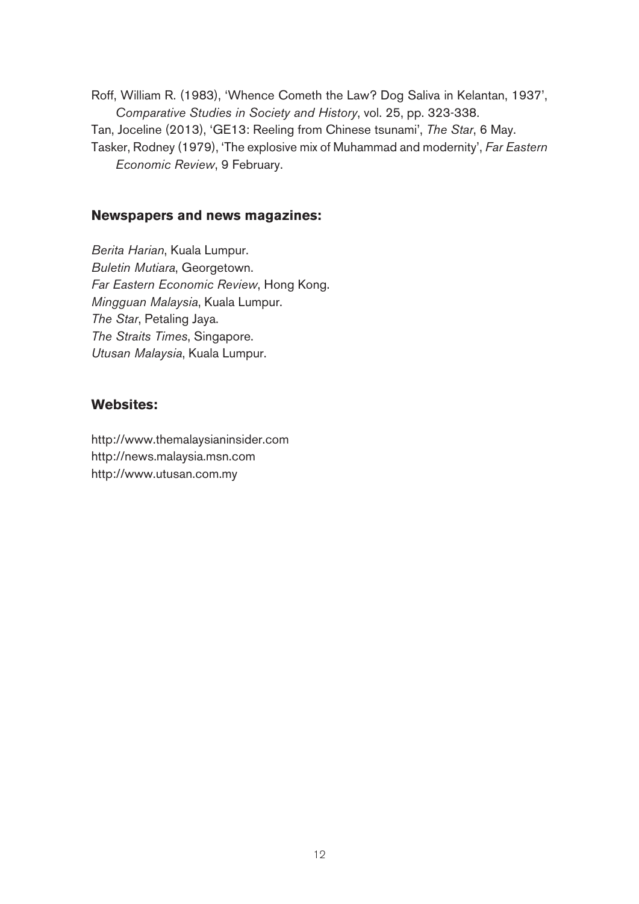Roff, William R. (1983), 'Whence Cometh the Law? Dog Saliva in Kelantan, 1937', *Comparative Studies in Society and History*, vol. 25, pp. 323-338.

Tan, Joceline (2013), 'GE13: Reeling from Chinese tsunami', *The Star*, 6 May.

Tasker, Rodney (1979), 'The explosive mix of Muhammad and modernity', *Far Eastern Economic Review*, 9 February.

## Newspapers and news magazines:

*Berita Harian*, Kuala Lumpur.
*Buletin Mutiara*, Georgetown.
*Far Eastern Economic Review*, Hong Kong.
*Mingguan Malaysia*, Kuala Lumpur.
*The Star*, Petaling Jaya.
*The Straits Times*, Singapore.
*Utusan Malaysia*, Kuala Lumpur.

## Websites:

http://www.themalaysianinsider.com
http://news.malaysia.msn.com
http://www.utusan.com.my